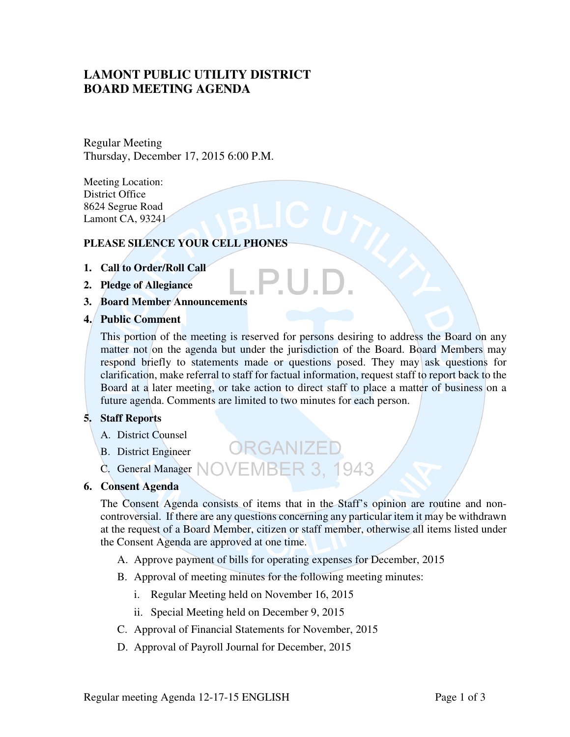# LAMONT PUBLIC UTILITY DISTRICT
# BOARD MEETING AGENDA

Regular Meeting
Thursday, December 17, 2015 6:00 P.M.

Meeting Location:
District Office
8624 Segrue Road
Lamont CA, 93241

**PLEASE SILENCE YOUR CELL PHONES**

1. **Call to Order/Roll Call**
2. **Pledge of Allegiance**
3. **Board Member Announcements**
4. **Public Comment**

   This portion of the meeting is reserved for persons desiring to address the Board on any matter not on the agenda but under the jurisdiction of the Board. Board Members may respond briefly to statements made or questions posed. They may ask questions for clarification, make referral to staff for factual information, request staff to report back to the Board at a later meeting, or take action to direct staff to place a matter of business on a future agenda. Comments are limited to two minutes for each person.

5. **Staff Reports**
   - A. District Counsel
   - B. District Engineer
   - C. General Manager
6. **Consent Agenda**

   The Consent Agenda consists of items that in the Staff's opinion are routine and non-controversial. If there are any questions concerning any particular item it may be withdrawn at the request of a Board Member, citizen or staff member, otherwise all items listed under the Consent Agenda are approved at one time.

   - A. Approve payment of bills for operating expenses for December, 2015
   - B. Approval of meeting minutes for the following meeting minutes:
     - i. Regular Meeting held on November 16, 2015
     - ii. Special Meeting held on December 9, 2015
   - C. Approval of Financial Statements for November, 2015
   - D. Approval of Payroll Journal for December, 2015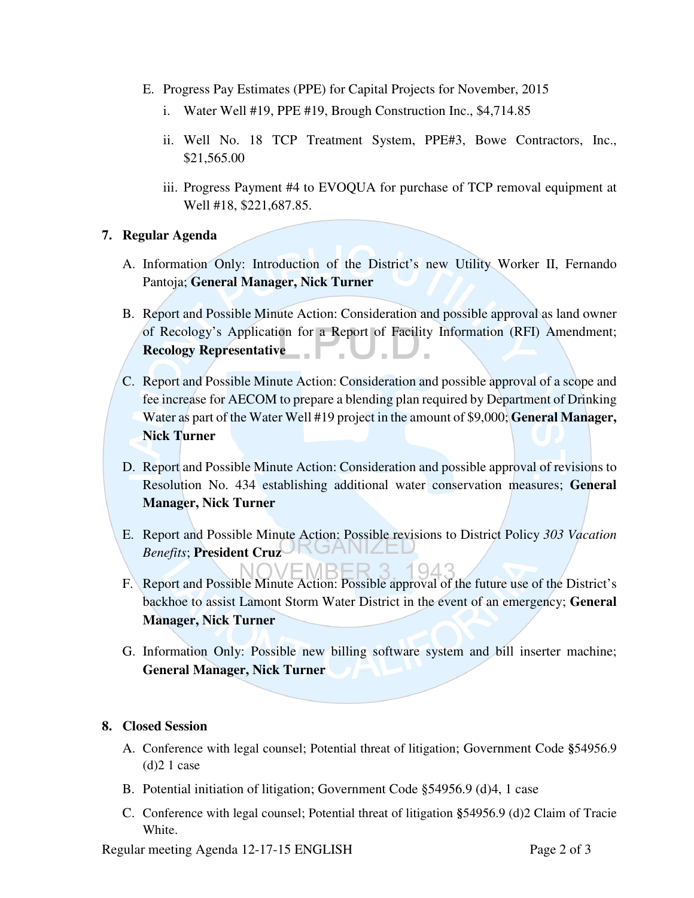E. Progress Pay Estimates (PPE) for Capital Projects for November, 2015

   i. Water Well #19, PPE #19, Brough Construction Inc., $4,714.85

   ii. Well No. 18 TCP Treatment System, PPE#3, Bowe Contractors, Inc., $21,565.00

   iii. Progress Payment #4 to EVOQUA for purchase of TCP removal equipment at Well #18, $221,687.85.

**7. Regular Agenda**

A. Information Only: Introduction of the District's new Utility Worker II, Fernando Pantoja; **General Manager, Nick Turner**

B. Report and Possible Minute Action: Consideration and possible approval as land owner of Recology's Application for a Report of Facility Information (RFI) Amendment; **Recology Representative**

C. Report and Possible Minute Action: Consideration and possible approval of a scope and fee increase for AECOM to prepare a blending plan required by Department of Drinking Water as part of the Water Well #19 project in the amount of $9,000; **General Manager, Nick Turner**

D. Report and Possible Minute Action: Consideration and possible approval of revisions to Resolution No. 434 establishing additional water conservation measures; **General Manager, Nick Turner**

E. Report and Possible Minute Action: Possible revisions to District Policy *303 Vacation Benefits*; **President Cruz**

F. Report and Possible Minute Action: Possible approval of the future use of the District's backhoe to assist Lamont Storm Water District in the event of an emergency; **General Manager, Nick Turner**

G. Information Only: Possible new billing software system and bill inserter machine; **General Manager, Nick Turner**

**8. Closed Session**

A. Conference with legal counsel; Potential threat of litigation; Government Code §54956.9 (d)2 1 case

B. Potential initiation of litigation; Government Code §54956.9 (d)4, 1 case

C. Conference with legal counsel; Potential threat of litigation §54956.9 (d)2 Claim of Tracie White.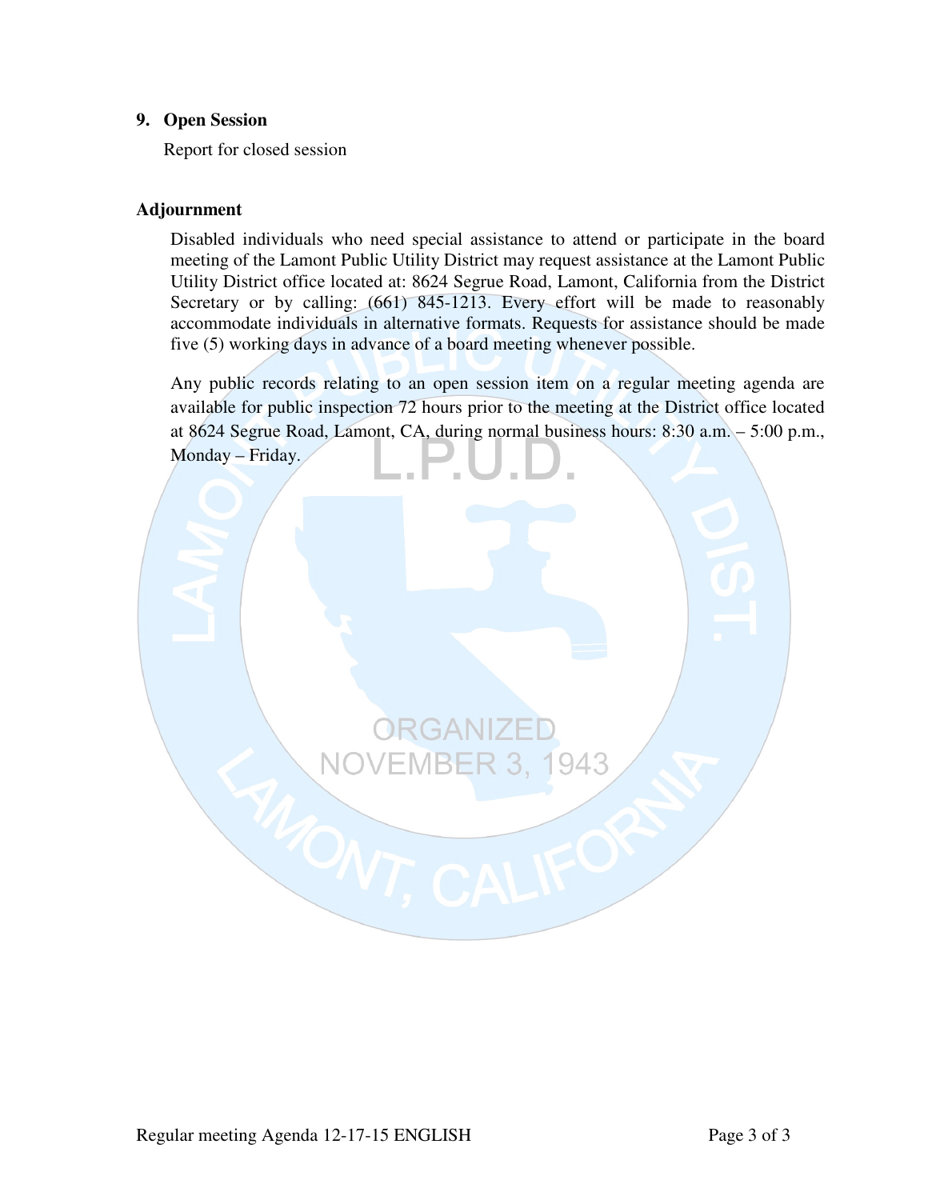## 9. Open Session

Report for closed session

## Adjournment

Disabled individuals who need special assistance to attend or participate in the board meeting of the Lamont Public Utility District may request assistance at the Lamont Public Utility District office located at: 8624 Segrue Road, Lamont, California from the District Secretary or by calling: (661) 845-1213. Every effort will be made to reasonably accommodate individuals in alternative formats. Requests for assistance should be made five (5) working days in advance of a board meeting whenever possible.

Any public records relating to an open session item on a regular meeting agenda are available for public inspection 72 hours prior to the meeting at the District office located at 8624 Segrue Road, Lamont, CA, during normal business hours: 8:30 a.m. – 5:00 p.m., Monday – Friday.